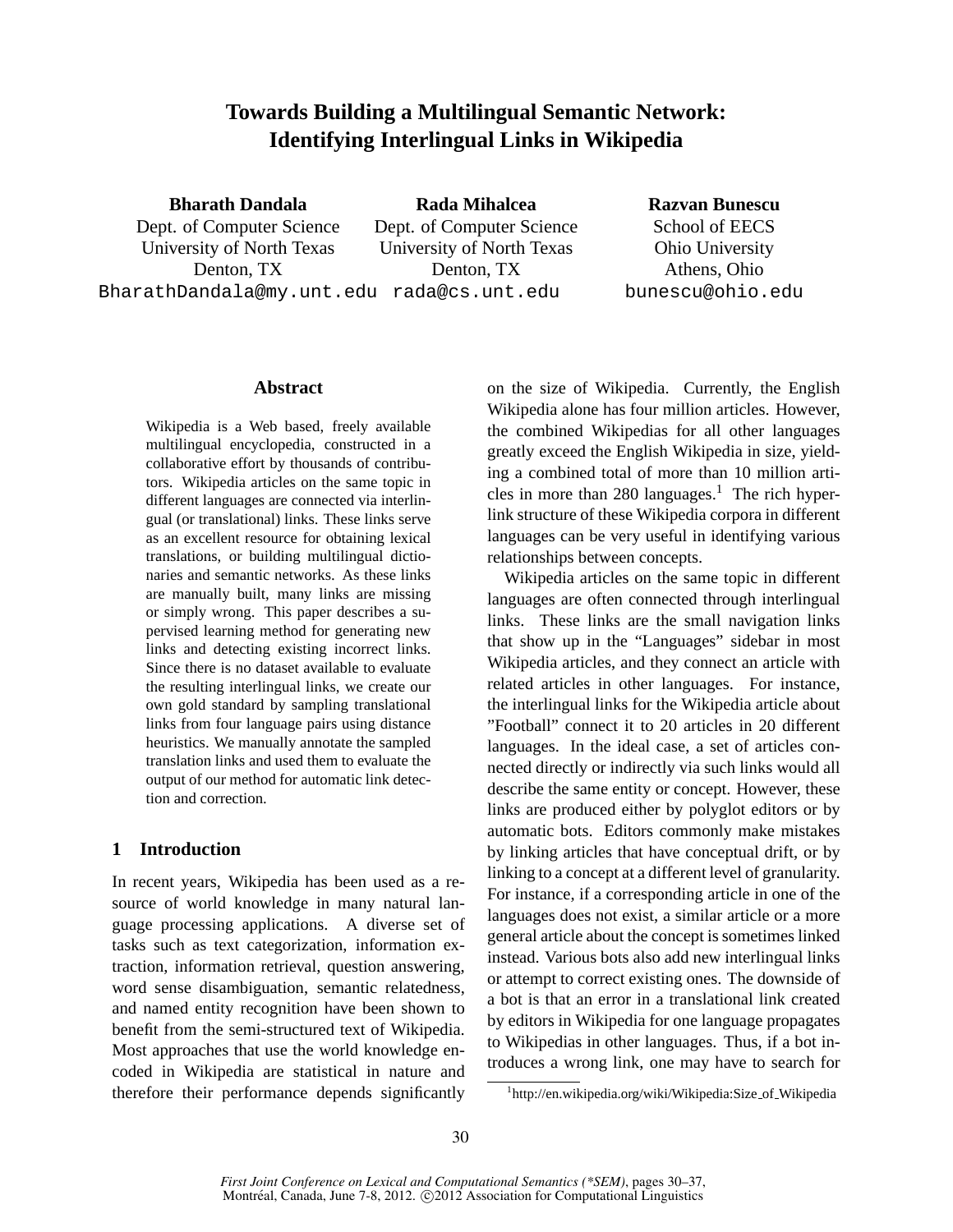# Towards Building a Multilingual Semantic Network: Identifying Interlingual Links in Wikipedia

**Bharath Dandala**
Dept. of Computer Science
University of North Texas
Denton, TX
BharathDandala@my.unt.edu

**Rada Mihalcea**
Dept. of Computer Science
University of North Texas
Denton, TX
rada@cs.unt.edu

**Razvan Bunescu**
School of EECS
Ohio University
Athens, Ohio
bunescu@ohio.edu

## Abstract

Wikipedia is a Web based, freely available multilingual encyclopedia, constructed in a collaborative effort by thousands of contributors. Wikipedia articles on the same topic in different languages are connected via interlingual (or translational) links. These links serve as an excellent resource for obtaining lexical translations, or building multilingual dictionaries and semantic networks. As these links are manually built, many links are missing or simply wrong. This paper describes a supervised learning method for generating new links and detecting existing incorrect links. Since there is no dataset available to evaluate the resulting interlingual links, we create our own gold standard by sampling translational links from four language pairs using distance heuristics. We manually annotate the sampled translation links and used them to evaluate the output of our method for automatic link detection and correction.

## 1 Introduction

In recent years, Wikipedia has been used as a resource of world knowledge in many natural language processing applications. A diverse set of tasks such as text categorization, information extraction, information retrieval, question answering, word sense disambiguation, semantic relatedness, and named entity recognition have been shown to benefit from the semi-structured text of Wikipedia. Most approaches that use the world knowledge encoded in Wikipedia are statistical in nature and therefore their performance depends significantly on the size of Wikipedia. Currently, the English Wikipedia alone has four million articles. However, the combined Wikipedias for all other languages greatly exceed the English Wikipedia in size, yielding a combined total of more than 10 million articles in more than 280 languages.[1] The rich hyperlink structure of these Wikipedia corpora in different languages can be very useful in identifying various relationships between concepts.

Wikipedia articles on the same topic in different languages are often connected through interlingual links. These links are the small navigation links that show up in the "Languages" sidebar in most Wikipedia articles, and they connect an article with related articles in other languages. For instance, the interlingual links for the Wikipedia article about "Football" connect it to 20 articles in 20 different languages. In the ideal case, a set of articles connected directly or indirectly via such links would all describe the same entity or concept. However, these links are produced either by polyglot editors or by automatic bots. Editors commonly make mistakes by linking articles that have conceptual drift, or by linking to a concept at a different level of granularity. For instance, if a corresponding article in one of the languages does not exist, a similar article or a more general article about the concept is sometimes linked instead. Various bots also add new interlingual links or attempt to correct existing ones. The downside of a bot is that an error in a translational link created by editors in Wikipedia for one language propagates to Wikipedias in other languages. Thus, if a bot introduces a wrong link, one may have to search for

[1] http://en.wikipedia.org/wiki/Wikipedia:Size_of_Wikipedia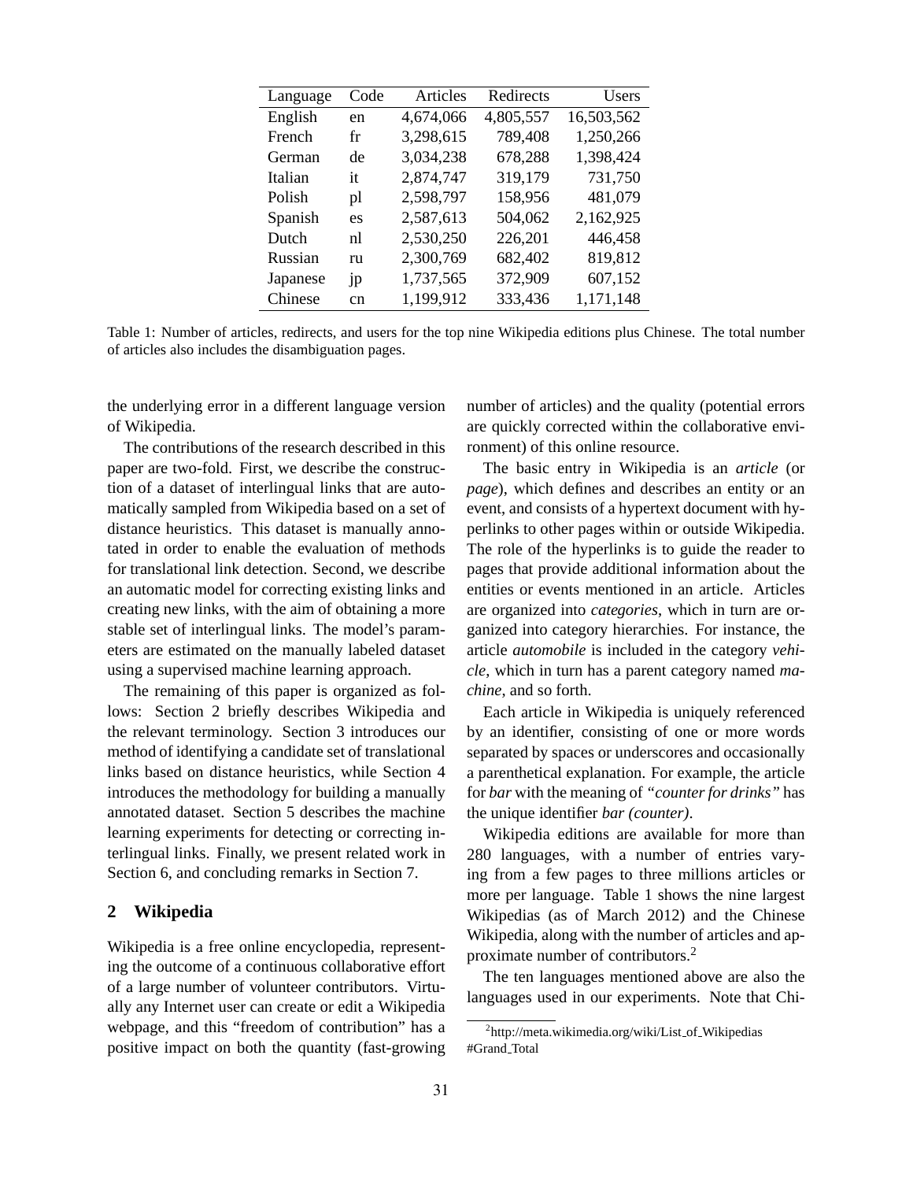| Language | Code | Articles | Redirects | Users |
|---|---|---|---|---|
| English | en | 4,674,066 | 4,805,557 | 16,503,562 |
| French | fr | 3,298,615 | 789,408 | 1,250,266 |
| German | de | 3,034,238 | 678,288 | 1,398,424 |
| Italian | it | 2,874,747 | 319,179 | 731,750 |
| Polish | pl | 2,598,797 | 158,956 | 481,079 |
| Spanish | es | 2,587,613 | 504,062 | 2,162,925 |
| Dutch | nl | 2,530,250 | 226,201 | 446,458 |
| Russian | ru | 2,300,769 | 682,402 | 819,812 |
| Japanese | jp | 1,737,565 | 372,909 | 607,152 |
| Chinese | cn | 1,199,912 | 333,436 | 1,171,148 |

Table 1: Number of articles, redirects, and users for the top nine Wikipedia editions plus Chinese. The total number of articles also includes the disambiguation pages.

the underlying error in a different language version of Wikipedia.

The contributions of the research described in this paper are two-fold. First, we describe the construction of a dataset of interlingual links that are automatically sampled from Wikipedia based on a set of distance heuristics. This dataset is manually annotated in order to enable the evaluation of methods for translational link detection. Second, we describe an automatic model for correcting existing links and creating new links, with the aim of obtaining a more stable set of interlingual links. The model's parameters are estimated on the manually labeled dataset using a supervised machine learning approach.

The remaining of this paper is organized as follows: Section 2 briefly describes Wikipedia and the relevant terminology. Section 3 introduces our method of identifying a candidate set of translational links based on distance heuristics, while Section 4 introduces the methodology for building a manually annotated dataset. Section 5 describes the machine learning experiments for detecting or correcting interlingual links. Finally, we present related work in Section 6, and concluding remarks in Section 7.

## 2 Wikipedia

Wikipedia is a free online encyclopedia, representing the outcome of a continuous collaborative effort of a large number of volunteer contributors. Virtually any Internet user can create or edit a Wikipedia webpage, and this "freedom of contribution" has a positive impact on both the quantity (fast-growing number of articles) and the quality (potential errors are quickly corrected within the collaborative environment) of this online resource.

The basic entry in Wikipedia is an *article* (or *page*), which defines and describes an entity or an event, and consists of a hypertext document with hyperlinks to other pages within or outside Wikipedia. The role of the hyperlinks is to guide the reader to pages that provide additional information about the entities or events mentioned in an article. Articles are organized into *categories*, which in turn are organized into category hierarchies. For instance, the article *automobile* is included in the category *vehicle*, which in turn has a parent category named *machine*, and so forth.

Each article in Wikipedia is uniquely referenced by an identifier, consisting of one or more words separated by spaces or underscores and occasionally a parenthetical explanation. For example, the article for *bar* with the meaning of *"counter for drinks"* has the unique identifier *bar (counter)*.

Wikipedia editions are available for more than 280 languages, with a number of entries varying from a few pages to three millions articles or more per language. Table 1 shows the nine largest Wikipedias (as of March 2012) and the Chinese Wikipedia, along with the number of articles and approximate number of contributors.[2]

The ten languages mentioned above are also the languages used in our experiments. Note that Chi-

[2]http://meta.wikimedia.org/wiki/List_of_Wikipedias#Grand_Total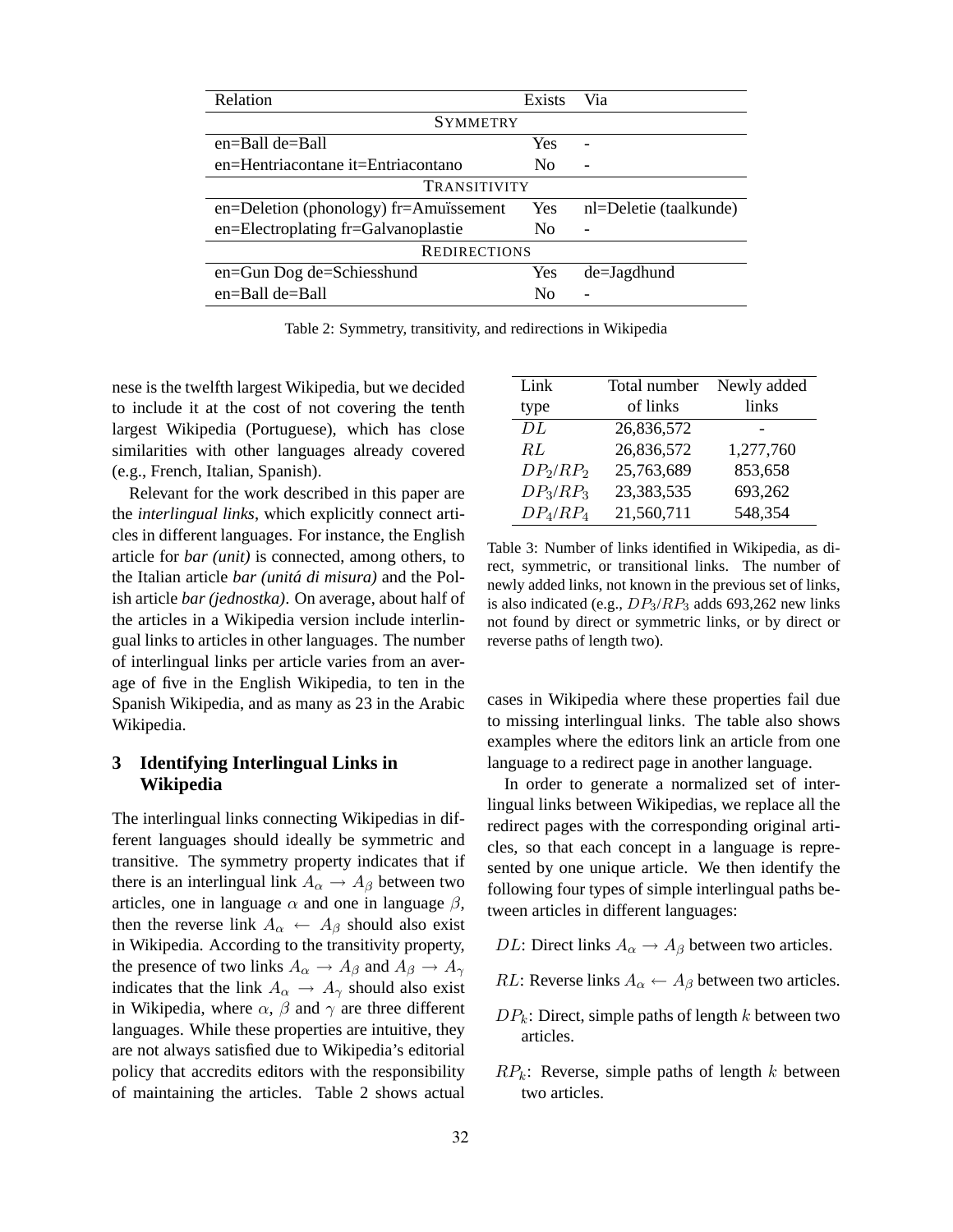| Relation | Exists | Via |
|---|---|---|
| SYMMETRY | | |
| en=Ball de=Ball | Yes | - |
| en=Hentriacontane it=Entriacontano | No | - |
| TRANSITIVITY | | |
| en=Deletion (phonology) fr=Amuïssement | Yes | nl=Deletie (taalkunde) |
| en=Electroplating fr=Galvanoplastie | No | - |
| REDIRECTIONS | | |
| en=Gun Dog de=Schiesshund | Yes | de=Jagdhund |
| en=Ball de=Ball | No | - |

Table 2: Symmetry, transitivity, and redirections in Wikipedia

nese is the twelfth largest Wikipedia, but we decided to include it at the cost of not covering the tenth largest Wikipedia (Portuguese), which has close similarities with other languages already covered (e.g., French, Italian, Spanish).

Relevant for the work described in this paper are the *interlingual links*, which explicitly connect articles in different languages. For instance, the English article for *bar (unit)* is connected, among others, to the Italian article *bar (unitá di misura)* and the Polish article *bar (jednostka)*. On average, about half of the articles in a Wikipedia version include interlingual links to articles in other languages. The number of interlingual links per article varies from an average of five in the English Wikipedia, to ten in the Spanish Wikipedia, and as many as 23 in the Arabic Wikipedia.

## 3 Identifying Interlingual Links in Wikipedia

The interlingual links connecting Wikipedias in different languages should ideally be symmetric and transitive. The symmetry property indicates that if there is an interlingual link $A_\alpha \rightarrow A_\beta$ between two articles, one in language $\alpha$ and one in language $\beta$, then the reverse link $A_\alpha \leftarrow A_\beta$ should also exist in Wikipedia. According to the transitivity property, the presence of two links $A_\alpha \rightarrow A_\beta$ and $A_\beta \rightarrow A_\gamma$ indicates that the link $A_\alpha \rightarrow A_\gamma$ should also exist in Wikipedia, where $\alpha$, $\beta$ and $\gamma$ are three different languages. While these properties are intuitive, they are not always satisfied due to Wikipedia's editorial policy that accredits editors with the responsibility of maintaining the articles. Table 2 shows actual cases in Wikipedia where these properties fail due to missing interlingual links. The table also shows examples where the editors link an article from one language to a redirect page in another language.

| Link type | Total number of links | Newly added links |
|---|---|---|
| $DL$ | 26,836,572 | - |
| $RL$ | 26,836,572 | 1,277,760 |
| $DP_2/RP_2$ | 25,763,689 | 853,658 |
| $DP_3/RP_3$ | 23,383,535 | 693,262 |
| $DP_4/RP_4$ | 21,560,711 | 548,354 |

Table 3: Number of links identified in Wikipedia, as direct, symmetric, or transitional links. The number of newly added links, not known in the previous set of links, is also indicated (e.g., $DP_3/RP_3$ adds 693,262 new links not found by direct or symmetric links, or by direct or reverse paths of length two).

In order to generate a normalized set of interlingual links between Wikipedias, we replace all the redirect pages with the corresponding original articles, so that each concept in a language is represented by one unique article. We then identify the following four types of simple interlingual paths between articles in different languages:

- $DL$: Direct links $A_\alpha \rightarrow A_\beta$ between two articles.
- $RL$: Reverse links $A_\alpha \leftarrow A_\beta$ between two articles.
- $DP_k$: Direct, simple paths of length $k$ between two articles.
- $RP_k$: Reverse, simple paths of length $k$ between two articles.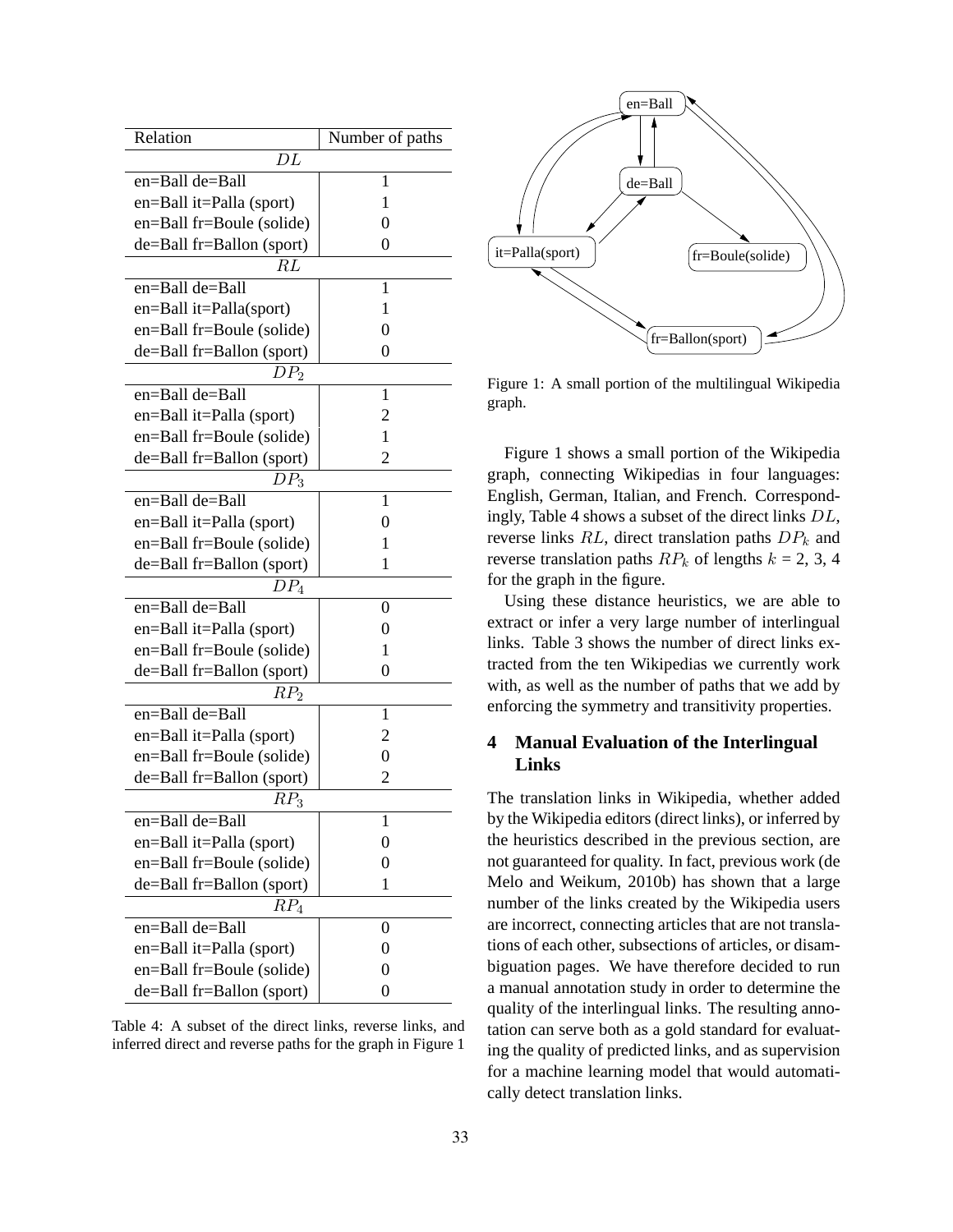| Relation | Number of paths |
|---|---|
| $DL$ | |
| en=Ball de=Ball | 1 |
| en=Ball it=Palla (sport) | 1 |
| en=Ball fr=Boule (solide) | 0 |
| de=Ball fr=Ballon (sport) | 0 |
| $RL$ | |
| en=Ball de=Ball | 1 |
| en=Ball it=Palla(sport) | 1 |
| en=Ball fr=Boule (solide) | 0 |
| de=Ball fr=Ballon (sport) | 0 |
| $DP_2$ | |
| en=Ball de=Ball | 1 |
| en=Ball it=Palla (sport) | 2 |
| en=Ball fr=Boule (solide) | 1 |
| de=Ball fr=Ballon (sport) | 2 |
| $DP_3$ | |
| en=Ball de=Ball | 1 |
| en=Ball it=Palla (sport) | 0 |
| en=Ball fr=Boule (solide) | 1 |
| de=Ball fr=Ballon (sport) | 1 |
| $DP_4$ | |
| en=Ball de=Ball | 0 |
| en=Ball it=Palla (sport) | 0 |
| en=Ball fr=Boule (solide) | 1 |
| de=Ball fr=Ballon (sport) | 0 |
| $RP_2$ | |
| en=Ball de=Ball | 1 |
| en=Ball it=Palla (sport) | 2 |
| en=Ball fr=Boule (solide) | 0 |
| de=Ball fr=Ballon (sport) | 2 |
| $RP_3$ | |
| en=Ball de=Ball | 1 |
| en=Ball it=Palla (sport) | 0 |
| en=Ball fr=Boule (solide) | 0 |
| de=Ball fr=Ballon (sport) | 1 |
| $RP_4$ | |
| en=Ball de=Ball | 0 |
| en=Ball it=Palla (sport) | 0 |
| en=Ball fr=Boule (solide) | 0 |
| de=Ball fr=Ballon (sport) | 0 |

Table 4: A subset of the direct links, reverse links, and inferred direct and reverse paths for the graph in Figure 1

Figure 1: A small portion of the multilingual Wikipedia graph.

Figure 1 shows a small portion of the Wikipedia graph, connecting Wikipedias in four languages: English, German, Italian, and French. Correspondingly, Table 4 shows a subset of the direct links $DL$, reverse links $RL$, direct translation paths $DP_k$ and reverse translation paths $RP_k$ of lengths $k$ = 2, 3, 4 for the graph in the figure.

Using these distance heuristics, we are able to extract or infer a very large number of interlingual links. Table 3 shows the number of direct links extracted from the ten Wikipedias we currently work with, as well as the number of paths that we add by enforcing the symmetry and transitivity properties.

## 4 Manual Evaluation of the Interlingual Links

The translation links in Wikipedia, whether added by the Wikipedia editors (direct links), or inferred by the heuristics described in the previous section, are not guaranteed for quality. In fact, previous work (de Melo and Weikum, 2010b) has shown that a large number of the links created by the Wikipedia users are incorrect, connecting articles that are not translations of each other, subsections of articles, or disambiguation pages. We have therefore decided to run a manual annotation study in order to determine the quality of the interlingual links. The resulting annotation can serve both as a gold standard for evaluating the quality of predicted links, and as supervision for a machine learning model that would automatically detect translation links.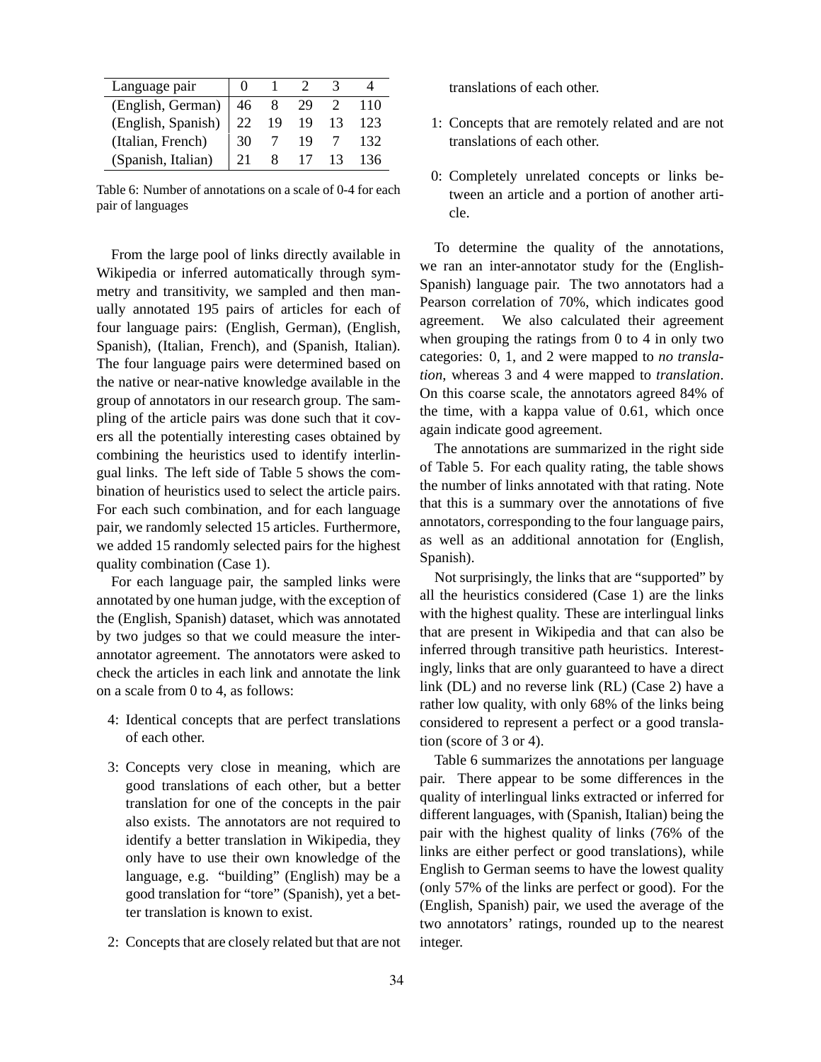| Language pair | 0 | 1 | 2 | 3 | 4 |
|---|---|---|---|---|---|
| (English, German) | 46 | 8 | 29 | 2 | 110 |
| (English, Spanish) | 22 | 19 | 19 | 13 | 123 |
| (Italian, French) | 30 | 7 | 19 | 7 | 132 |
| (Spanish, Italian) | 21 | 8 | 17 | 13 | 136 |

Table 6: Number of annotations on a scale of 0-4 for each pair of languages

From the large pool of links directly available in Wikipedia or inferred automatically through symmetry and transitivity, we sampled and then manually annotated 195 pairs of articles for each of four language pairs: (English, German), (English, Spanish), (Italian, French), and (Spanish, Italian). The four language pairs were determined based on the native or near-native knowledge available in the group of annotators in our research group. The sampling of the article pairs was done such that it covers all the potentially interesting cases obtained by combining the heuristics used to identify interlingual links. The left side of Table 5 shows the combination of heuristics used to select the article pairs. For each such combination, and for each language pair, we randomly selected 15 articles. Furthermore, we added 15 randomly selected pairs for the highest quality combination (Case 1).

For each language pair, the sampled links were annotated by one human judge, with the exception of the (English, Spanish) dataset, which was annotated by two judges so that we could measure the inter-annotator agreement. The annotators were asked to check the articles in each link and annotate the link on a scale from 0 to 4, as follows:

4: Identical concepts that are perfect translations of each other.

3: Concepts very close in meaning, which are good translations of each other, but a better translation for one of the concepts in the pair also exists. The annotators are not required to identify a better translation in Wikipedia, they only have to use their own knowledge of the language, e.g. "building" (English) may be a good translation for "tore" (Spanish), yet a better translation is known to exist.

2: Concepts that are closely related but that are not translations of each other.

1: Concepts that are remotely related and are not translations of each other.

0: Completely unrelated concepts or links between an article and a portion of another article.

To determine the quality of the annotations, we ran an inter-annotator study for the (English-Spanish) language pair. The two annotators had a Pearson correlation of 70%, which indicates good agreement. We also calculated their agreement when grouping the ratings from 0 to 4 in only two categories: 0, 1, and 2 were mapped to *no translation*, whereas 3 and 4 were mapped to *translation*. On this coarse scale, the annotators agreed 84% of the time, with a kappa value of 0.61, which once again indicate good agreement.

The annotations are summarized in the right side of Table 5. For each quality rating, the table shows the number of links annotated with that rating. Note that this is a summary over the annotations of five annotators, corresponding to the four language pairs, as well as an additional annotation for (English, Spanish).

Not surprisingly, the links that are "supported" by all the heuristics considered (Case 1) are the links with the highest quality. These are interlingual links that are present in Wikipedia and that can also be inferred through transitive path heuristics. Interestingly, links that are only guaranteed to have a direct link (DL) and no reverse link (RL) (Case 2) have a rather low quality, with only 68% of the links being considered to represent a perfect or a good translation (score of 3 or 4).

Table 6 summarizes the annotations per language pair. There appear to be some differences in the quality of interlingual links extracted or inferred for different languages, with (Spanish, Italian) being the pair with the highest quality of links (76% of the links are either perfect or good translations), while English to German seems to have the lowest quality (only 57% of the links are perfect or good). For the (English, Spanish) pair, we used the average of the two annotators' ratings, rounded up to the nearest integer.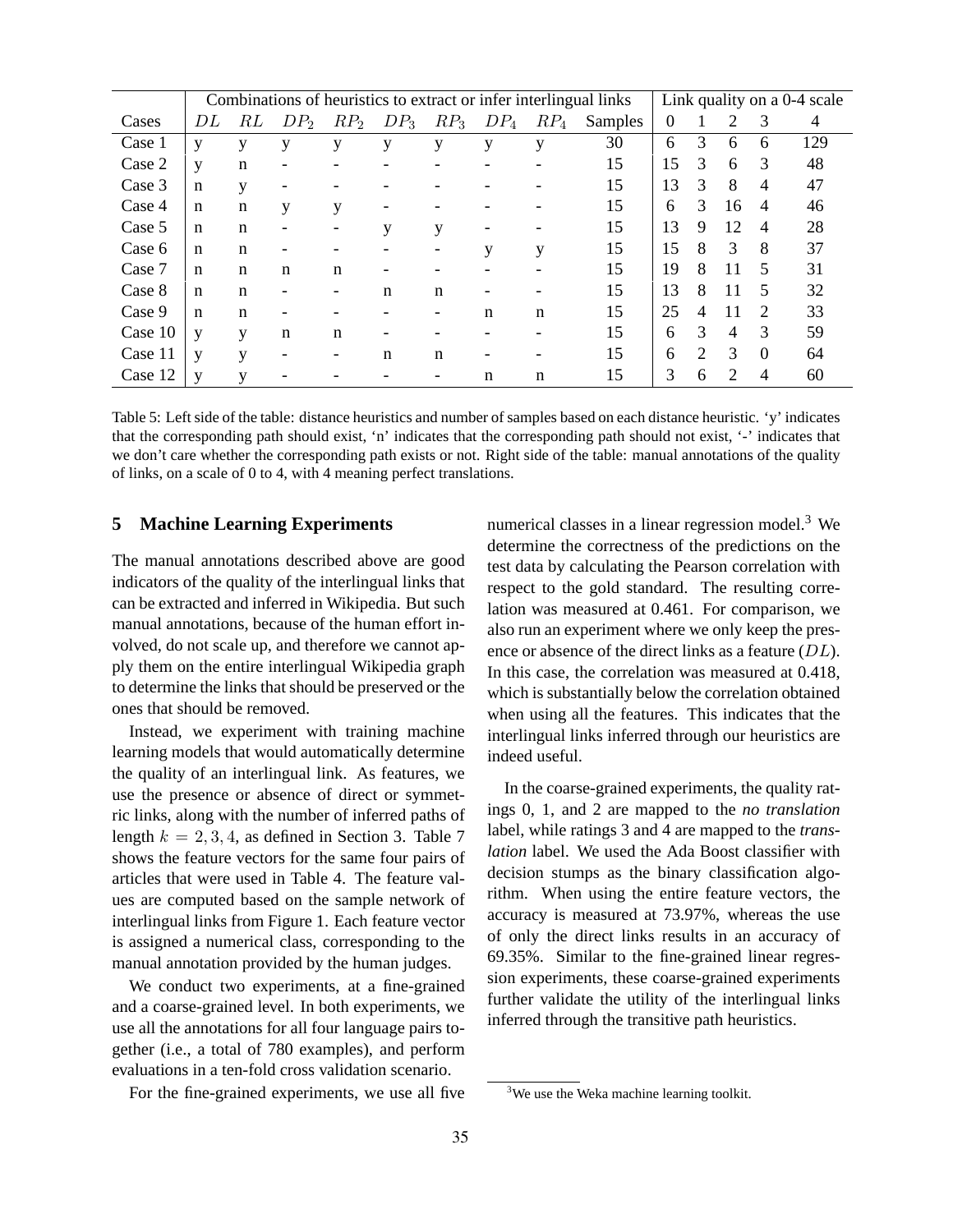| | Combinations of heuristics to extract or infer interlingual links | | | | | | | | | Link quality on a 0-4 scale | | | | |
|---|---|---|---|---|---|---|---|---|---|---|---|---|---|---|
| Cases | $DL$ | $RL$ | $DP_2$ | $RP_2$ | $DP_3$ | $RP_3$ | $DP_4$ | $RP_4$ | Samples | 0 | 1 | 2 | 3 | 4 |
| Case 1 | y | y | y | y | y | y | y | y | 30 | 6 | 3 | 6 | 6 | 129 |
| Case 2 | y | n | - | - | - | - | - | - | 15 | 15 | 3 | 6 | 3 | 48 |
| Case 3 | n | y | - | - | - | - | - | - | 15 | 13 | 3 | 8 | 4 | 47 |
| Case 4 | n | n | y | y | - | - | - | - | 15 | 6 | 3 | 16 | 4 | 46 |
| Case 5 | n | n | - | - | y | y | - | - | 15 | 13 | 9 | 12 | 4 | 28 |
| Case 6 | n | n | - | - | - | - | y | y | 15 | 15 | 8 | 3 | 8 | 37 |
| Case 7 | n | n | n | n | - | - | - | - | 15 | 19 | 8 | 11 | 5 | 31 |
| Case 8 | n | n | - | - | n | n | - | - | 15 | 13 | 8 | 11 | 5 | 32 |
| Case 9 | n | n | - | - | - | - | n | n | 15 | 25 | 4 | 11 | 2 | 33 |
| Case 10 | y | y | n | n | - | - | - | - | 15 | 6 | 3 | 4 | 3 | 59 |
| Case 11 | y | y | - | - | n | n | - | - | 15 | 6 | 2 | 3 | 0 | 64 |
| Case 12 | y | y | - | - | - | - | n | n | 15 | 3 | 6 | 2 | 4 | 60 |

Table 5: Left side of the table: distance heuristics and number of samples based on each distance heuristic. 'y' indicates that the corresponding path should exist, 'n' indicates that the corresponding path should not exist, '-' indicates that we don't care whether the corresponding path exists or not. Right side of the table: manual annotations of the quality of links, on a scale of 0 to 4, with 4 meaning perfect translations.

## 5 Machine Learning Experiments

The manual annotations described above are good indicators of the quality of the interlingual links that can be extracted and inferred in Wikipedia. But such manual annotations, because of the human effort involved, do not scale up, and therefore we cannot apply them on the entire interlingual Wikipedia graph to determine the links that should be preserved or the ones that should be removed.

Instead, we experiment with training machine learning models that would automatically determine the quality of an interlingual link. As features, we use the presence or absence of direct or symmetric links, along with the number of inferred paths of length $k = 2, 3, 4$, as defined in Section 3. Table 7 shows the feature vectors for the same four pairs of articles that were used in Table 4. The feature values are computed based on the sample network of interlingual links from Figure 1. Each feature vector is assigned a numerical class, corresponding to the manual annotation provided by the human judges.

We conduct two experiments, at a fine-grained and a coarse-grained level. In both experiments, we use all the annotations for all four language pairs together (i.e., a total of 780 examples), and perform evaluations in a ten-fold cross validation scenario.

For the fine-grained experiments, we use all five numerical classes in a linear regression model.[3] We determine the correctness of the predictions on the test data by calculating the Pearson correlation with respect to the gold standard. The resulting correlation was measured at 0.461. For comparison, we also run an experiment where we only keep the presence or absence of the direct links as a feature ($DL$). In this case, the correlation was measured at 0.418, which is substantially below the correlation obtained when using all the features. This indicates that the interlingual links inferred through our heuristics are indeed useful.

In the coarse-grained experiments, the quality ratings 0, 1, and 2 are mapped to the *no translation* label, while ratings 3 and 4 are mapped to the *translation* label. We used the Ada Boost classifier with decision stumps as the binary classification algorithm. When using the entire feature vectors, the accuracy is measured at 73.97%, whereas the use of only the direct links results in an accuracy of 69.35%. Similar to the fine-grained linear regression experiments, these coarse-grained experiments further validate the utility of the interlingual links inferred through the transitive path heuristics.

[3]We use the Weka machine learning toolkit.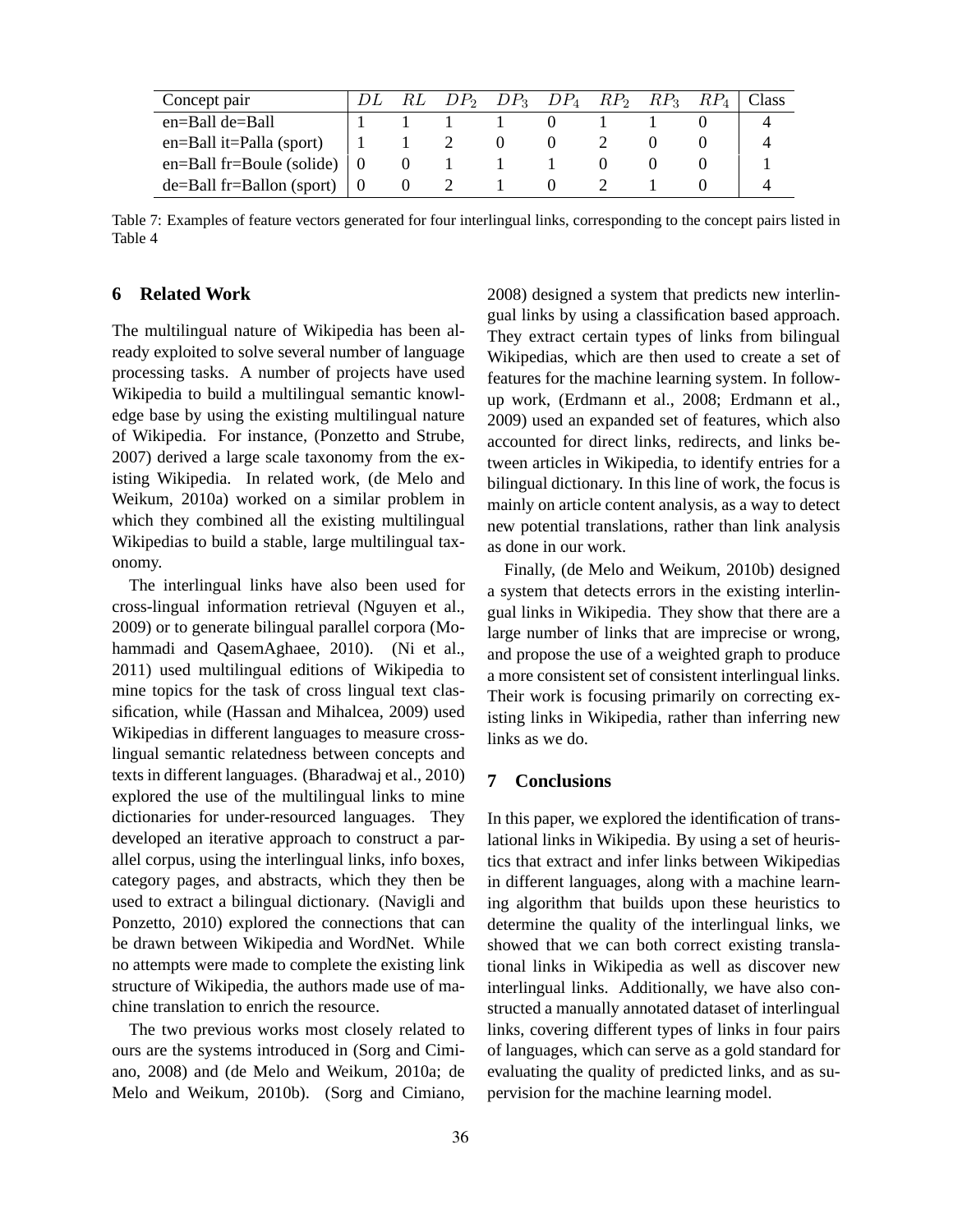| Concept pair | $DL$ | $RL$ | $DP_2$ | $DP_3$ | $DP_4$ | $RP_2$ | $RP_3$ | $RP_4$ | Class |
|---|---|---|---|---|---|---|---|---|---|
| en=Ball de=Ball | 1 | 1 | 1 | 1 | 0 | 1 | 1 | 0 | 4 |
| en=Ball it=Palla (sport) | 1 | 1 | 2 | 0 | 0 | 2 | 0 | 0 | 4 |
| en=Ball fr=Boule (solide) | 0 | 0 | 1 | 1 | 1 | 0 | 0 | 0 | 1 |
| de=Ball fr=Ballon (sport) | 0 | 0 | 2 | 1 | 0 | 2 | 1 | 0 | 4 |

Table 7: Examples of feature vectors generated for four interlingual links, corresponding to the concept pairs listed in Table 4

## 6 Related Work

The multilingual nature of Wikipedia has been already exploited to solve several number of language processing tasks. A number of projects have used Wikipedia to build a multilingual semantic knowledge base by using the existing multilingual nature of Wikipedia. For instance, (Ponzetto and Strube, 2007) derived a large scale taxonomy from the existing Wikipedia. In related work, (de Melo and Weikum, 2010a) worked on a similar problem in which they combined all the existing multilingual Wikipedias to build a stable, large multilingual taxonomy.

The interlingual links have also been used for cross-lingual information retrieval (Nguyen et al., 2009) or to generate bilingual parallel corpora (Mohammadi and QasemAghaee, 2010). (Ni et al., 2011) used multilingual editions of Wikipedia to mine topics for the task of cross lingual text classification, while (Hassan and Mihalcea, 2009) used Wikipedias in different languages to measure cross-lingual semantic relatedness between concepts and texts in different languages. (Bharadwaj et al., 2010) explored the use of the multilingual links to mine dictionaries for under-resourced languages. They developed an iterative approach to construct a parallel corpus, using the interlingual links, info boxes, category pages, and abstracts, which they then be used to extract a bilingual dictionary. (Navigli and Ponzetto, 2010) explored the connections that can be drawn between Wikipedia and WordNet. While no attempts were made to complete the existing link structure of Wikipedia, the authors made use of machine translation to enrich the resource.

The two previous works most closely related to ours are the systems introduced in (Sorg and Cimiano, 2008) and (de Melo and Weikum, 2010a; de Melo and Weikum, 2010b). (Sorg and Cimiano, 2008) designed a system that predicts new interlingual links by using a classification based approach. They extract certain types of links from bilingual Wikipedias, which are then used to create a set of features for the machine learning system. In follow-up work, (Erdmann et al., 2008; Erdmann et al., 2009) used an expanded set of features, which also accounted for direct links, redirects, and links between articles in Wikipedia, to identify entries for a bilingual dictionary. In this line of work, the focus is mainly on article content analysis, as a way to detect new potential translations, rather than link analysis as done in our work.

Finally, (de Melo and Weikum, 2010b) designed a system that detects errors in the existing interlingual links in Wikipedia. They show that there are a large number of links that are imprecise or wrong, and propose the use of a weighted graph to produce a more consistent set of consistent interlingual links. Their work is focusing primarily on correcting existing links in Wikipedia, rather than inferring new links as we do.

## 7 Conclusions

In this paper, we explored the identification of translational links in Wikipedia. By using a set of heuristics that extract and infer links between Wikipedias in different languages, along with a machine learning algorithm that builds upon these heuristics to determine the quality of the interlingual links, we showed that we can both correct existing translational links in Wikipedia as well as discover new interlingual links. Additionally, we have also constructed a manually annotated dataset of interlingual links, covering different types of links in four pairs of languages, which can serve as a gold standard for evaluating the quality of predicted links, and as supervision for the machine learning model.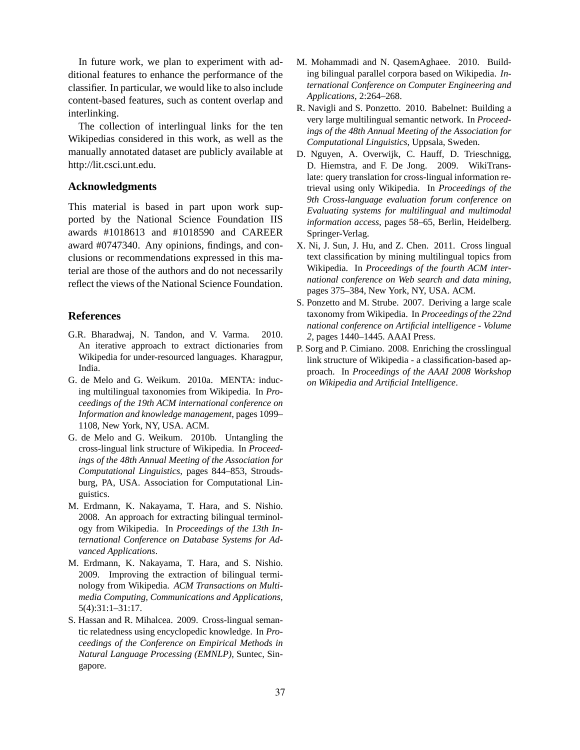In future work, we plan to experiment with additional features to enhance the performance of the classifier. In particular, we would like to also include content-based features, such as content overlap and interlinking.

The collection of interlingual links for the ten Wikipedias considered in this work, as well as the manually annotated dataset are publicly available at http://lit.csci.unt.edu.

## Acknowledgments

This material is based in part upon work supported by the National Science Foundation IIS awards #1018613 and #1018590 and CAREER award #0747340. Any opinions, findings, and conclusions or recommendations expressed in this material are those of the authors and do not necessarily reflect the views of the National Science Foundation.

## References

G.R. Bharadwaj, N. Tandon, and V. Varma. 2010. An iterative approach to extract dictionaries from Wikipedia for under-resourced languages. Kharagpur, India.

G. de Melo and G. Weikum. 2010a. MENTA: inducing multilingual taxonomies from Wikipedia. In *Proceedings of the 19th ACM international conference on Information and knowledge management*, pages 1099–1108, New York, NY, USA. ACM.

G. de Melo and G. Weikum. 2010b. Untangling the cross-lingual link structure of Wikipedia. In *Proceedings of the 48th Annual Meeting of the Association for Computational Linguistics*, pages 844–853, Stroudsburg, PA, USA. Association for Computational Linguistics.

M. Erdmann, K. Nakayama, T. Hara, and S. Nishio. 2008. An approach for extracting bilingual terminology from Wikipedia. In *Proceedings of the 13th International Conference on Database Systems for Advanced Applications*.

M. Erdmann, K. Nakayama, T. Hara, and S. Nishio. 2009. Improving the extraction of bilingual terminology from Wikipedia. *ACM Transactions on Multimedia Computing, Communications and Applications*, 5(4):31:1–31:17.

S. Hassan and R. Mihalcea. 2009. Cross-lingual semantic relatedness using encyclopedic knowledge. In *Proceedings of the Conference on Empirical Methods in Natural Language Processing (EMNLP)*, Suntec, Singapore.

M. Mohammadi and N. QasemAghaee. 2010. Building bilingual parallel corpora based on Wikipedia. *International Conference on Computer Engineering and Applications*, 2:264–268.

R. Navigli and S. Ponzetto. 2010. Babelnet: Building a very large multilingual semantic network. In *Proceedings of the 48th Annual Meeting of the Association for Computational Linguistics*, Uppsala, Sweden.

D. Nguyen, A. Overwijk, C. Hauff, D. Trieschnigg, D. Hiemstra, and F. De Jong. 2009. WikiTranslate: query translation for cross-lingual information retrieval using only Wikipedia. In *Proceedings of the 9th Cross-language evaluation forum conference on Evaluating systems for multilingual and multimodal information access*, pages 58–65, Berlin, Heidelberg. Springer-Verlag.

X. Ni, J. Sun, J. Hu, and Z. Chen. 2011. Cross lingual text classification by mining multilingual topics from Wikipedia. In *Proceedings of the fourth ACM international conference on Web search and data mining*, pages 375–384, New York, NY, USA. ACM.

S. Ponzetto and M. Strube. 2007. Deriving a large scale taxonomy from Wikipedia. In *Proceedings of the 22nd national conference on Artificial intelligence - Volume 2*, pages 1440–1445. AAAI Press.

P. Sorg and P. Cimiano. 2008. Enriching the crosslingual link structure of Wikipedia - a classification-based approach. In *Proceedings of the AAAI 2008 Workshop on Wikipedia and Artificial Intelligence*.